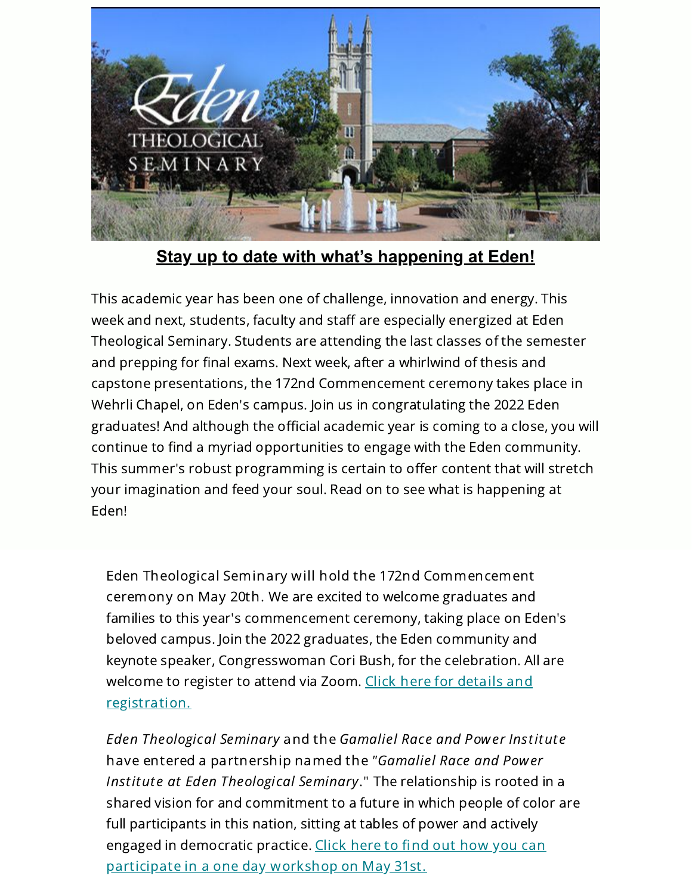## **Stay up to date with what's happening at Eden!**

This academic year has been one of challenge, innovation and energy. This week and next, students, faculty and staff are especially energized at Eden Theological Seminary. Students are attending the last classes of the semester and prepping for final exams. Next week, after a whirlwind of thesis and capstone presentations, the 172nd Commencement ceremony takes place in Wehrli Chapel, on Eden's campus. Join us in congratulating the 2022 Eden graduates! And although the official academic year is coming to a close, you will continue to find a myriad opportunities to engage with the Eden community. This summer's robust programming is certain to offer content that will stretch your imagination and feed your soul. Read on to see what is happening at Eden!

Eden Theological Seminary will hold the 172nd Commencement ceremony on May 20th. We are excited to welcome graduates and families to this year's commencement ceremony, taking place on Eden's beloved campus. Join the 2022 graduates, the Eden community and keynote speaker, Congresswoman Cori Bush, for the celebration. All are welcome to register to attend via Zoom. Click here for details and registration.

*Eden Theological Seminary* and the *Gamaliel Race and Power Institute* have entered a partnership named the "*Gamaliel Race and Power Institute at Eden Theological Seminary*." The relationship is rooted in a shared vision for and commitment to a future in which people of color are full participants in this nation, sitting at tables of power and actively engaged in democratic practice. Click here to find out how you can participate in a one day workshop on May 31st.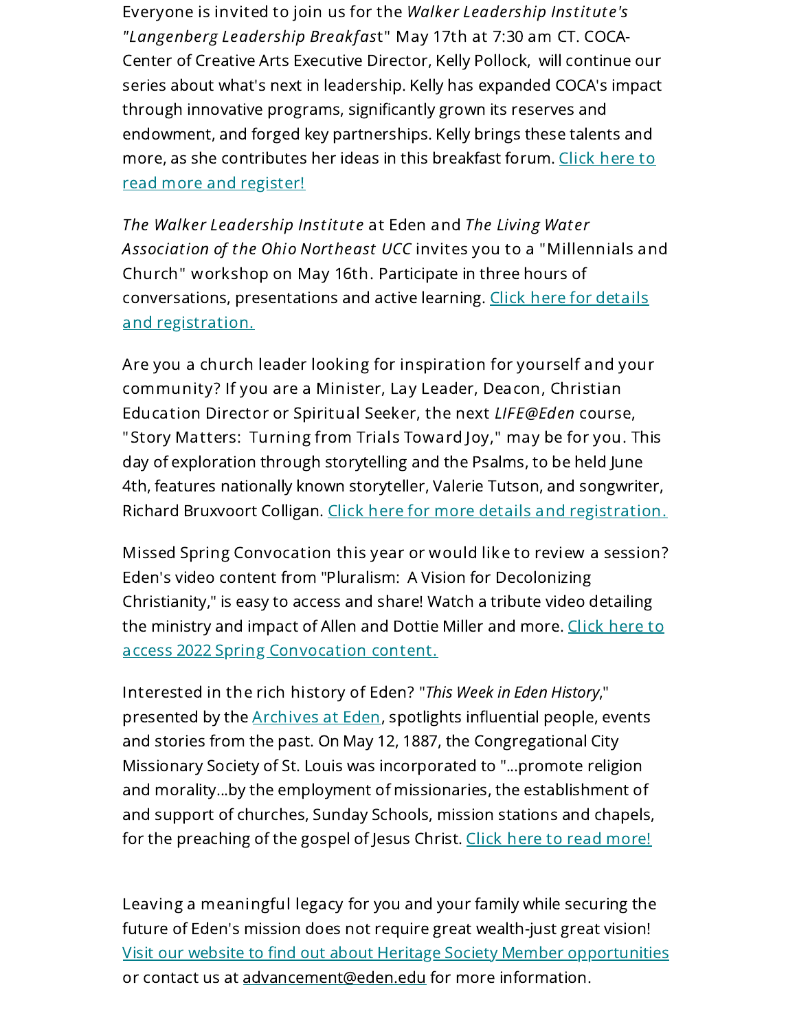Everyone is invited to join us for the *Walker Leadership Institute's "Langenberg Leadership Breakfas*t" May 17th at 7:30 am CT. COCA-Center of Creative Arts Executive Director, Kelly Pollock,  will continue our series about what's next in leadership. Kelly has expanded COCA's impact through innovative programs, significantly grown its reserves and endowment, and forged key partnerships. Kelly brings these talents and more, as she contributes her ideas in this breakfast forum. Click here to read more and register!

*The Walker Leadership Institute* at Eden and *The Living Water Association of the Ohio Northeast UCC* invites you to a "Millennials and Church" workshop on May 16th. Participate in three hours of conversations, presentations and active learning. Click here for details and registration.

Are you a church leader looking for inspiration for yourself and your community? If you are a Minister, Lay Leader, Deacon, Christian Education Director or Spiritual Seeker, the next *LIFE@Eden* course, "Story Matters:  Turning from Trials Toward Joy," may be for you. This day of exploration through storytelling and the Psalms, to be held June 4th, features nationally known storyteller, Valerie Tutson, and songwriter, Richard Bruxvoort Colligan. Click here for more details and registration.

Missed Spring Convocation this year or would like to review a session? Eden's video content from "Pluralism:  A Vision for Decolonizing Christianity," is easy to access and share! Watch a tribute video detailing the ministry and impact of Allen and Dottie Miller and more. Click here to access 2022 Spring Convocation content.

Interested in the rich history of Eden? "*This Week in Eden History*," presented by the Archives at Eden, spotlights influential people, events and stories from the past. On May 12, 1887, the Congregational City Missionary Society of St. Louis was incorporated to "...promote religion and morality...by the employment of missionaries, the establishment of and support of churches, Sunday Schools, mission stations and chapels, for the preaching of the gospel of Jesus Christ. Click here to read more!

Leaving a meaningful legacy for you and your family while securing the future of Eden's mission does not require great wealth-just great vision! Visit our website to find out about Heritage Society Member opportunities or contact us at advancement@eden.edu for more information.